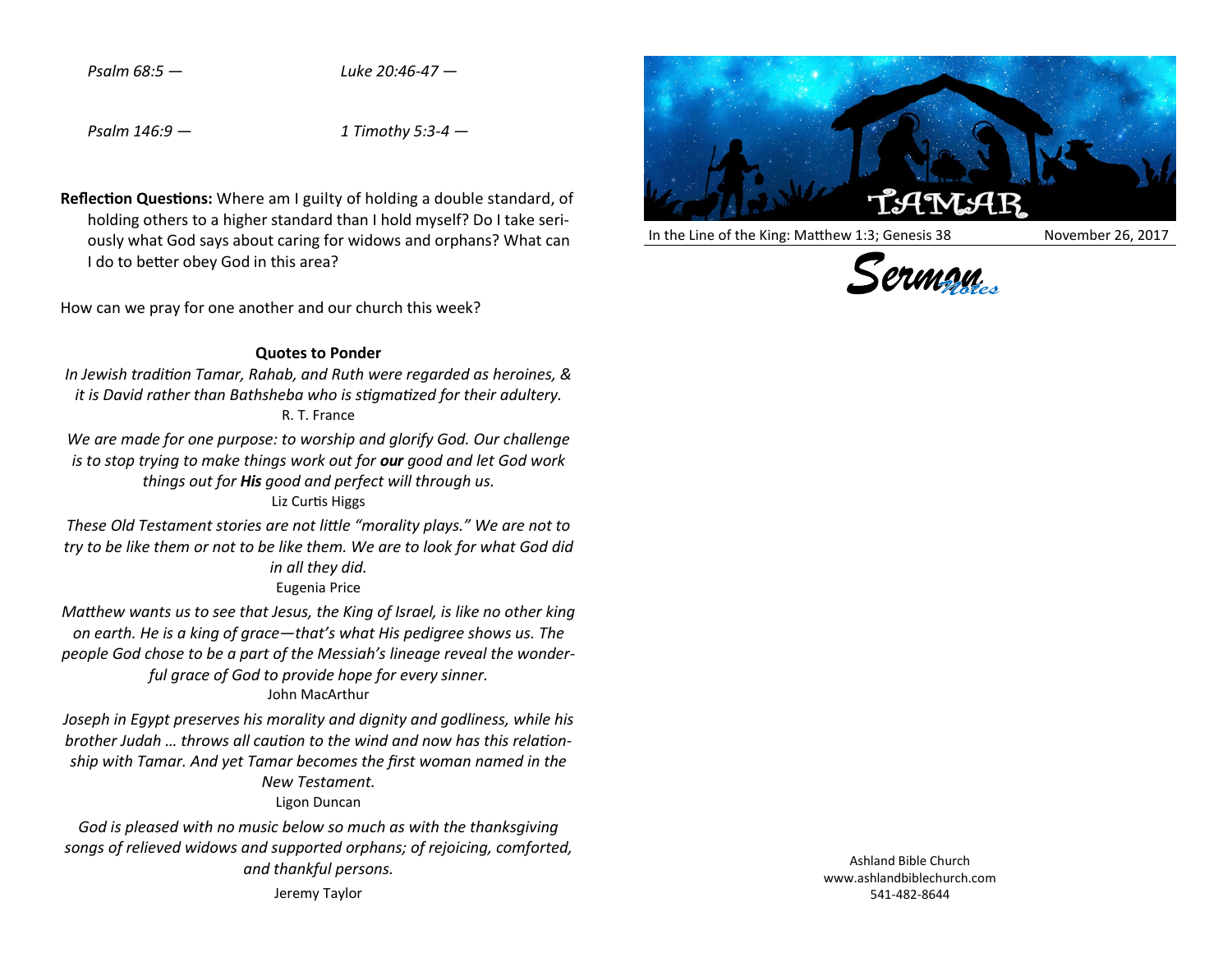*Psalm 68:5 —*

*Luke 20:46-47 —*

*Psalm 146:9 —*

*1 Timothy 5:3-4 —*

**Reflection Questions:** Where am I guilty of holding a double standard, of holding others to a higher standard than I hold myself? Do I take seriously what God says about caring for widows and orphans? What can I do to better obey God in this area?

How can we pray for one another and our church this week?

**Quotes to Ponder**

*In Jewish tradition Tamar, Rahab, and Ruth were regarded as heroines, & it is David rather than Bathsheba who is stigmatized for their adultery.*
R. T. France

*We are made for one purpose: to worship and glorify God. Our challenge is to stop trying to make things work out for **our** good and let God work things out for **His** good and perfect will through us.*
Liz Curtis Higgs

*These Old Testament stories are not little "morality plays." We are not to try to be like them or not to be like them. We are to look for what God did in all they did.*
Eugenia Price

*Matthew wants us to see that Jesus, the King of Israel, is like no other king on earth. He is a king of grace—that's what His pedigree shows us. The people God chose to be a part of the Messiah's lineage reveal the wonderful grace of God to provide hope for every sinner.*
John MacArthur

*Joseph in Egypt preserves his morality and dignity and godliness, while his brother Judah … throws all caution to the wind and now has this relationship with Tamar. And yet Tamar becomes the first woman named in the New Testament.*
Ligon Duncan

*God is pleased with no music below so much as with the thanksgiving songs of relieved widows and supported orphans; of rejoicing, comforted, and thankful persons.*
Jeremy Taylor

# TAMAR

In the Line of the King: Matthew 1:3; Genesis 38 — November 26, 2017

## Sermon Notes

Ashland Bible Church
www.ashlandbiblechurch.com
541-482-8644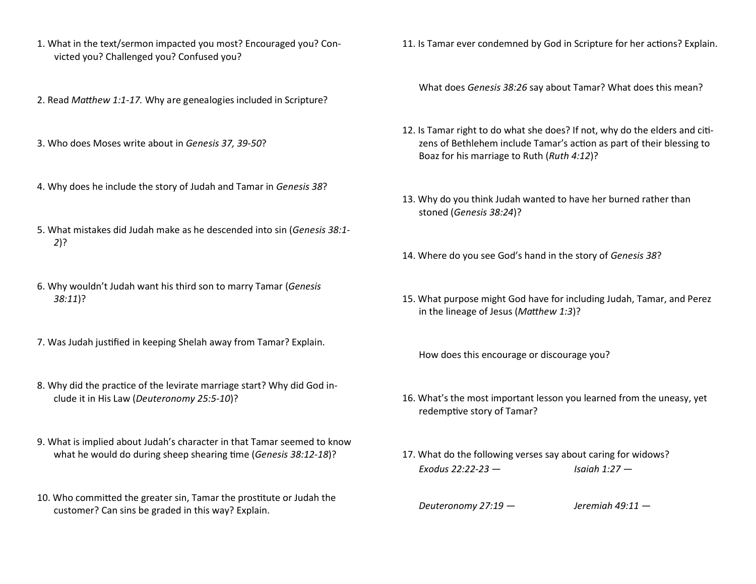1. What in the text/sermon impacted you most? Encouraged you? Convicted you? Challenged you? Confused you?

2. Read *Matthew 1:1-17.* Why are genealogies included in Scripture?

3. Who does Moses write about in *Genesis 37, 39-50*?

4. Why does he include the story of Judah and Tamar in *Genesis 38*?

5. What mistakes did Judah make as he descended into sin (*Genesis 38:1-2*)?

6. Why wouldn't Judah want his third son to marry Tamar (*Genesis 38:11*)?

7. Was Judah justified in keeping Shelah away from Tamar? Explain.

8. Why did the practice of the levirate marriage start? Why did God include it in His Law (*Deuteronomy 25:5-10*)?

9. What is implied about Judah's character in that Tamar seemed to know what he would do during sheep shearing time (*Genesis 38:12-18*)?

10. Who committed the greater sin, Tamar the prostitute or Judah the customer? Can sins be graded in this way? Explain.

11. Is Tamar ever condemned by God in Scripture for her actions? Explain.

    What does *Genesis 38:26* say about Tamar? What does this mean?

12. Is Tamar right to do what she does? If not, why do the elders and citizens of Bethlehem include Tamar's action as part of their blessing to Boaz for his marriage to Ruth (*Ruth 4:12*)?

13. Why do you think Judah wanted to have her burned rather than stoned (*Genesis 38:24*)?

14. Where do you see God's hand in the story of *Genesis 38*?

15. What purpose might God have for including Judah, Tamar, and Perez in the lineage of Jesus (*Matthew 1:3*)?

    How does this encourage or discourage you?

16. What's the most important lesson you learned from the uneasy, yet redemptive story of Tamar?

17. What do the following verses say about caring for widows?

    *Exodus 22:22-23* —

    *Isaiah 1:27* —

    *Deuteronomy 27:19* —

    *Jeremiah 49:11* —